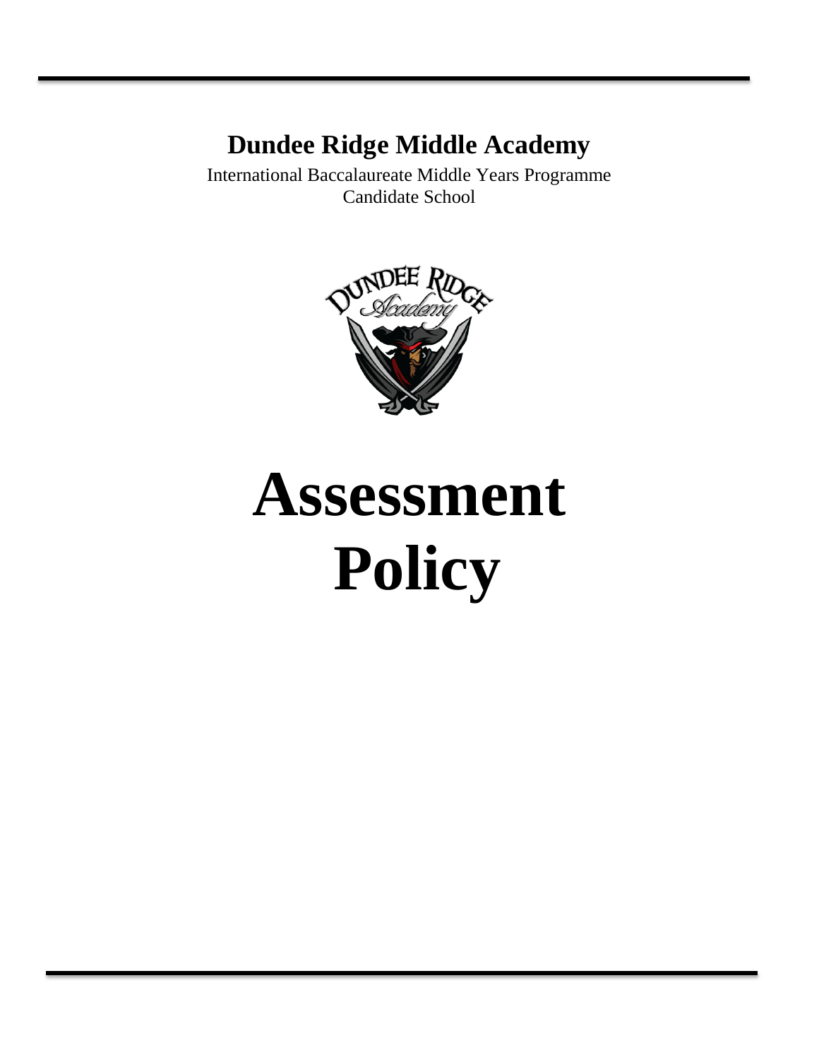# Dundee Ridge Middle Academy

International Baccalaureate Middle Years Programme
Candidate School

# Assessment Policy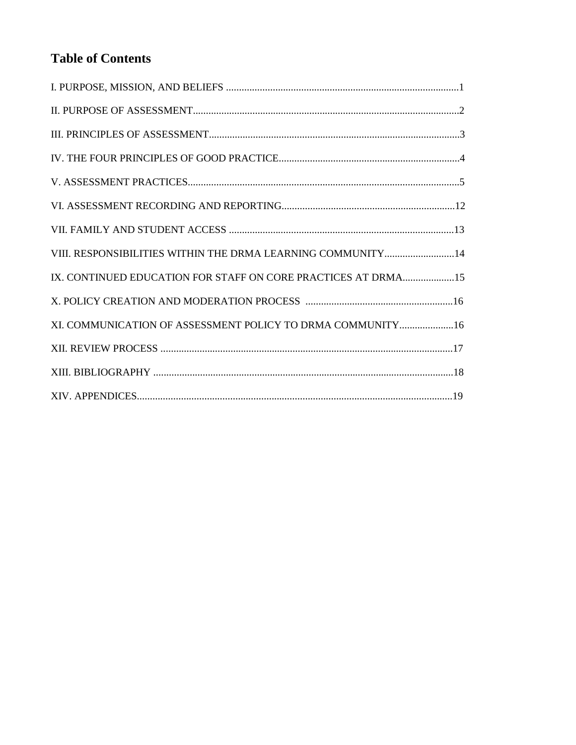# Table of Contents

I. PURPOSE, MISSION, AND BELIEFS ..........................................................................................1

II. PURPOSE OF ASSESSMENT.......................................................................................................2

III. PRINCIPLES OF ASSESSMENT.................................................................................................3

IV. THE FOUR PRINCIPLES OF GOOD PRACTICE......................................................................4

V. ASSESSMENT PRACTICES.........................................................................................................5

VI. ASSESSMENT RECORDING AND REPORTING...................................................................12

VII. FAMILY AND STUDENT ACCESS .......................................................................................13

VIII. RESPONSIBILITIES WITHIN THE DRMA LEARNING COMMUNITY...........................14

IX. CONTINUED EDUCATION FOR STAFF ON CORE PRACTICES AT DRMA....................15

X. POLICY CREATION AND MODERATION PROCESS .........................................................16

XI. COMMUNICATION OF ASSESSMENT POLICY TO DRMA COMMUNITY.....................16

XII. REVIEW PROCESS .................................................................................................................17

XIII. BIBLIOGRAPHY ....................................................................................................................18

XIV. APPENDICES..........................................................................................................................19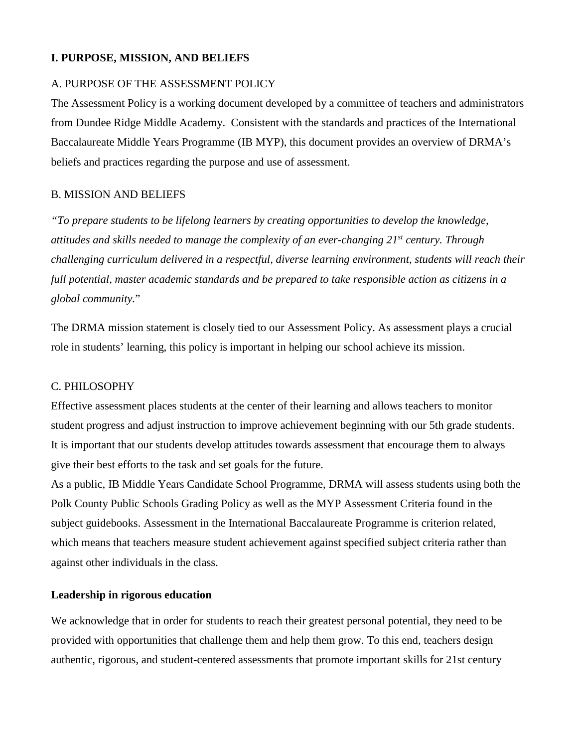## I. PURPOSE, MISSION, AND BELIEFS

### A. PURPOSE OF THE ASSESSMENT POLICY

The Assessment Policy is a working document developed by a committee of teachers and administrators from Dundee Ridge Middle Academy. Consistent with the standards and practices of the International Baccalaureate Middle Years Programme (IB MYP), this document provides an overview of DRMA's beliefs and practices regarding the purpose and use of assessment.

### B. MISSION AND BELIEFS

*"To prepare students to be lifelong learners by creating opportunities to develop the knowledge, attitudes and skills needed to manage the complexity of an ever-changing 21st century. Through challenging curriculum delivered in a respectful, diverse learning environment, students will reach their full potential, master academic standards and be prepared to take responsible action as citizens in a global community.*"

The DRMA mission statement is closely tied to our Assessment Policy. As assessment plays a crucial role in students' learning, this policy is important in helping our school achieve its mission.

### C. PHILOSOPHY

Effective assessment places students at the center of their learning and allows teachers to monitor student progress and adjust instruction to improve achievement beginning with our 5th grade students. It is important that our students develop attitudes towards assessment that encourage them to always give their best efforts to the task and set goals for the future.

As a public, IB Middle Years Candidate School Programme, DRMA will assess students using both the Polk County Public Schools Grading Policy as well as the MYP Assessment Criteria found in the subject guidebooks. Assessment in the International Baccalaureate Programme is criterion related, which means that teachers measure student achievement against specified subject criteria rather than against other individuals in the class.

**Leadership in rigorous education**

We acknowledge that in order for students to reach their greatest personal potential, they need to be provided with opportunities that challenge them and help them grow. To this end, teachers design authentic, rigorous, and student-centered assessments that promote important skills for 21st century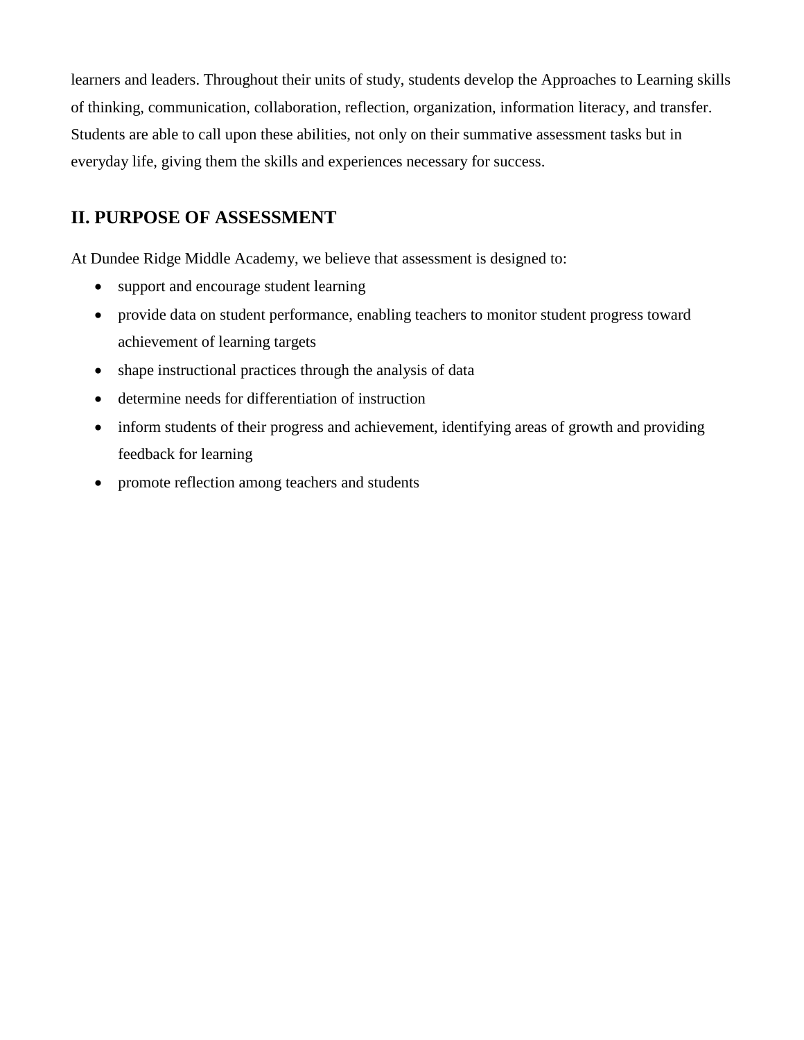learners and leaders. Throughout their units of study, students develop the Approaches to Learning skills of thinking, communication, collaboration, reflection, organization, information literacy, and transfer. Students are able to call upon these abilities, not only on their summative assessment tasks but in everyday life, giving them the skills and experiences necessary for success.

## II. PURPOSE OF ASSESSMENT

At Dundee Ridge Middle Academy, we believe that assessment is designed to:

- support and encourage student learning
- provide data on student performance, enabling teachers to monitor student progress toward achievement of learning targets
- shape instructional practices through the analysis of data
- determine needs for differentiation of instruction
- inform students of their progress and achievement, identifying areas of growth and providing feedback for learning
- promote reflection among teachers and students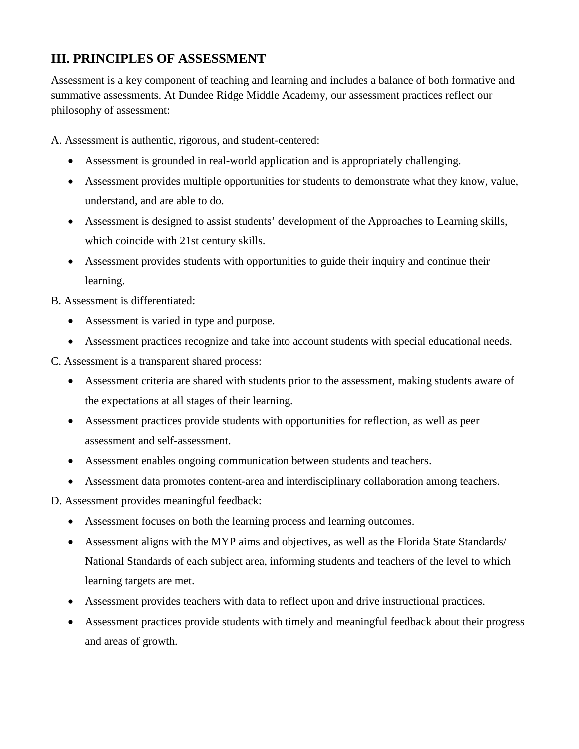## III. PRINCIPLES OF ASSESSMENT

Assessment is a key component of teaching and learning and includes a balance of both formative and summative assessments. At Dundee Ridge Middle Academy, our assessment practices reflect our philosophy of assessment:

A. Assessment is authentic, rigorous, and student-centered:

- Assessment is grounded in real-world application and is appropriately challenging.
- Assessment provides multiple opportunities for students to demonstrate what they know, value, understand, and are able to do.
- Assessment is designed to assist students' development of the Approaches to Learning skills, which coincide with 21st century skills.
- Assessment provides students with opportunities to guide their inquiry and continue their learning.

B. Assessment is differentiated:

- Assessment is varied in type and purpose.
- Assessment practices recognize and take into account students with special educational needs.

C. Assessment is a transparent shared process:

- Assessment criteria are shared with students prior to the assessment, making students aware of the expectations at all stages of their learning.
- Assessment practices provide students with opportunities for reflection, as well as peer assessment and self-assessment.
- Assessment enables ongoing communication between students and teachers.
- Assessment data promotes content-area and interdisciplinary collaboration among teachers.

D. Assessment provides meaningful feedback:

- Assessment focuses on both the learning process and learning outcomes.
- Assessment aligns with the MYP aims and objectives, as well as the Florida State Standards/ National Standards of each subject area, informing students and teachers of the level to which learning targets are met.
- Assessment provides teachers with data to reflect upon and drive instructional practices.
- Assessment practices provide students with timely and meaningful feedback about their progress and areas of growth.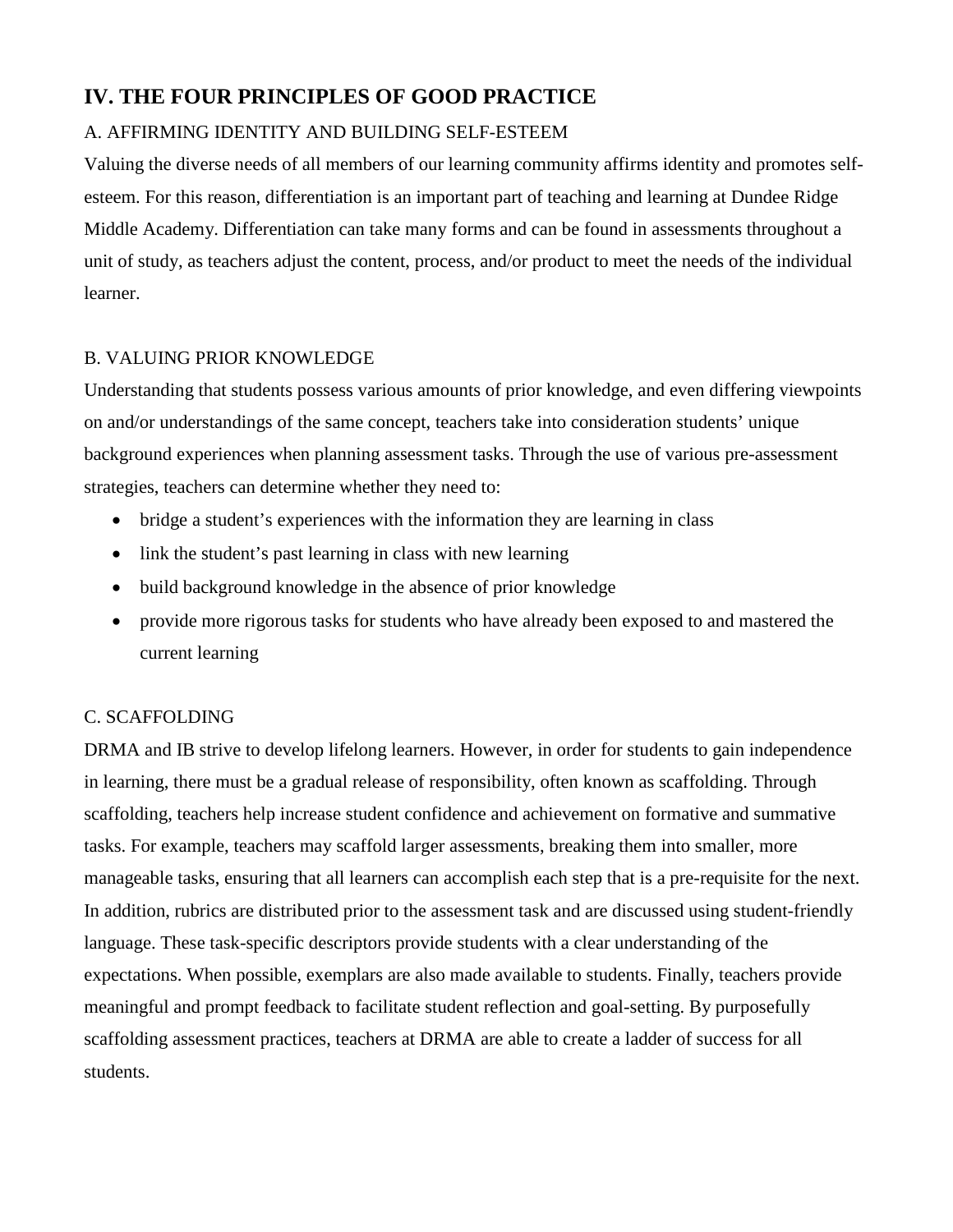## IV. THE FOUR PRINCIPLES OF GOOD PRACTICE

### A. AFFIRMING IDENTITY AND BUILDING SELF-ESTEEM

Valuing the diverse needs of all members of our learning community affirms identity and promotes self-esteem. For this reason, differentiation is an important part of teaching and learning at Dundee Ridge Middle Academy. Differentiation can take many forms and can be found in assessments throughout a unit of study, as teachers adjust the content, process, and/or product to meet the needs of the individual learner.

### B. VALUING PRIOR KNOWLEDGE

Understanding that students possess various amounts of prior knowledge, and even differing viewpoints on and/or understandings of the same concept, teachers take into consideration students' unique background experiences when planning assessment tasks. Through the use of various pre-assessment strategies, teachers can determine whether they need to:

- bridge a student's experiences with the information they are learning in class
- link the student's past learning in class with new learning
- build background knowledge in the absence of prior knowledge
- provide more rigorous tasks for students who have already been exposed to and mastered the current learning

### C. SCAFFOLDING

DRMA and IB strive to develop lifelong learners. However, in order for students to gain independence in learning, there must be a gradual release of responsibility, often known as scaffolding. Through scaffolding, teachers help increase student confidence and achievement on formative and summative tasks. For example, teachers may scaffold larger assessments, breaking them into smaller, more manageable tasks, ensuring that all learners can accomplish each step that is a pre-requisite for the next. In addition, rubrics are distributed prior to the assessment task and are discussed using student-friendly language. These task-specific descriptors provide students with a clear understanding of the expectations. When possible, exemplars are also made available to students. Finally, teachers provide meaningful and prompt feedback to facilitate student reflection and goal-setting. By purposefully scaffolding assessment practices, teachers at DRMA are able to create a ladder of success for all students.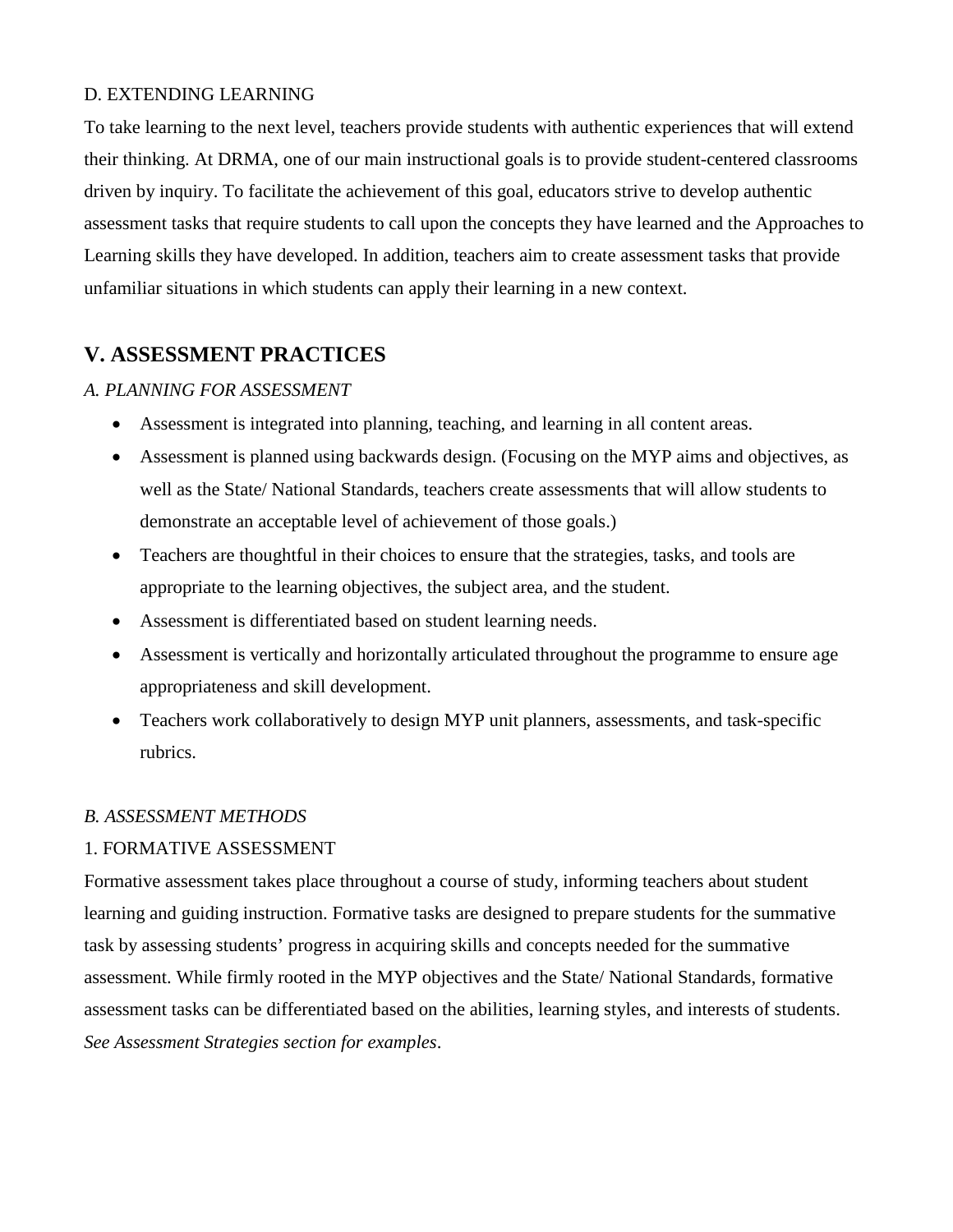D. EXTENDING LEARNING

To take learning to the next level, teachers provide students with authentic experiences that will extend their thinking. At DRMA, one of our main instructional goals is to provide student-centered classrooms driven by inquiry. To facilitate the achievement of this goal, educators strive to develop authentic assessment tasks that require students to call upon the concepts they have learned and the Approaches to Learning skills they have developed. In addition, teachers aim to create assessment tasks that provide unfamiliar situations in which students can apply their learning in a new context.

## V. ASSESSMENT PRACTICES

*A. PLANNING FOR ASSESSMENT*

- Assessment is integrated into planning, teaching, and learning in all content areas.
- Assessment is planned using backwards design. (Focusing on the MYP aims and objectives, as well as the State/ National Standards, teachers create assessments that will allow students to demonstrate an acceptable level of achievement of those goals.)
- Teachers are thoughtful in their choices to ensure that the strategies, tasks, and tools are appropriate to the learning objectives, the subject area, and the student.
- Assessment is differentiated based on student learning needs.
- Assessment is vertically and horizontally articulated throughout the programme to ensure age appropriateness and skill development.
- Teachers work collaboratively to design MYP unit planners, assessments, and task-specific rubrics.

*B. ASSESSMENT METHODS*

1. FORMATIVE ASSESSMENT

Formative assessment takes place throughout a course of study, informing teachers about student learning and guiding instruction. Formative tasks are designed to prepare students for the summative task by assessing students' progress in acquiring skills and concepts needed for the summative assessment. While firmly rooted in the MYP objectives and the State/ National Standards, formative assessment tasks can be differentiated based on the abilities, learning styles, and interests of students. *See Assessment Strategies section for examples*.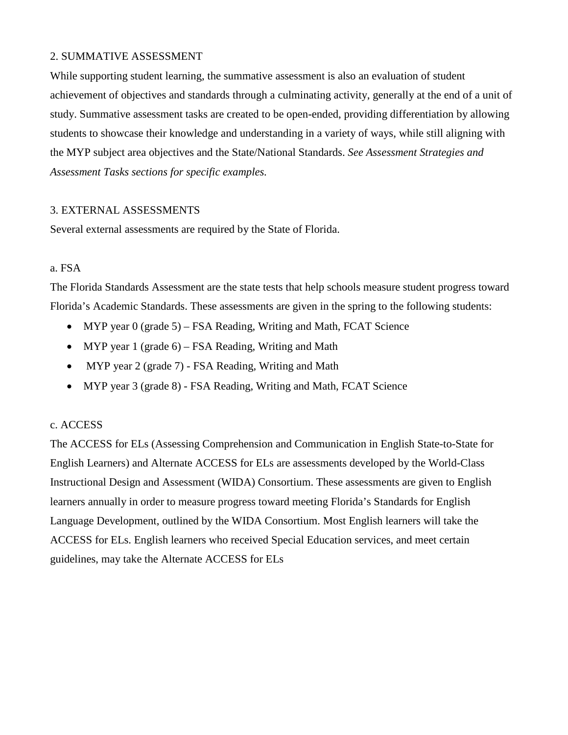## 2. SUMMATIVE ASSESSMENT

While supporting student learning, the summative assessment is also an evaluation of student achievement of objectives and standards through a culminating activity, generally at the end of a unit of study. Summative assessment tasks are created to be open-ended, providing differentiation by allowing students to showcase their knowledge and understanding in a variety of ways, while still aligning with the MYP subject area objectives and the State/National Standards. *See Assessment Strategies and Assessment Tasks sections for specific examples.*

## 3. EXTERNAL ASSESSMENTS

Several external assessments are required by the State of Florida.

### a. FSA

The Florida Standards Assessment are the state tests that help schools measure student progress toward Florida's Academic Standards. These assessments are given in the spring to the following students:

- MYP year 0 (grade 5) – FSA Reading, Writing and Math, FCAT Science
- MYP year 1 (grade 6) – FSA Reading, Writing and Math
- MYP year 2 (grade 7) - FSA Reading, Writing and Math
- MYP year 3 (grade 8) - FSA Reading, Writing and Math, FCAT Science

### c. ACCESS

The ACCESS for ELs (Assessing Comprehension and Communication in English State-to-State for English Learners) and Alternate ACCESS for ELs are assessments developed by the World-Class Instructional Design and Assessment (WIDA) Consortium. These assessments are given to English learners annually in order to measure progress toward meeting Florida's Standards for English Language Development, outlined by the WIDA Consortium. Most English learners will take the ACCESS for ELs. English learners who received Special Education services, and meet certain guidelines, may take the Alternate ACCESS for ELs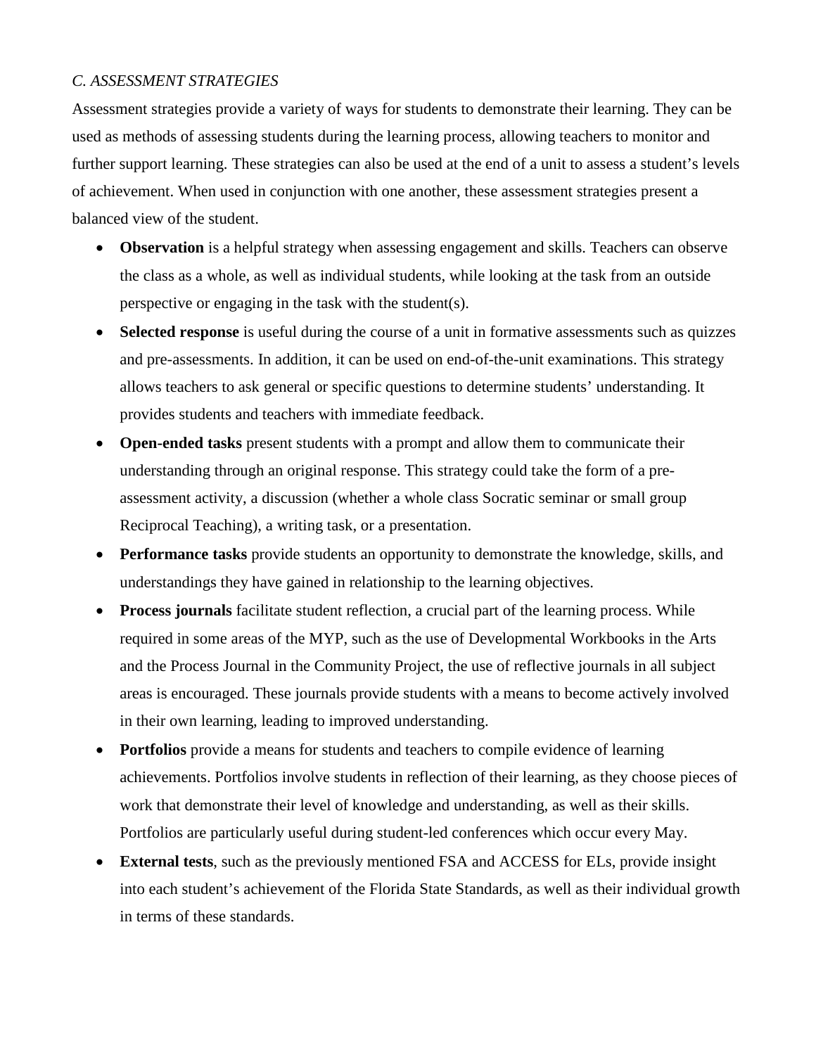*C. ASSESSMENT STRATEGIES*

Assessment strategies provide a variety of ways for students to demonstrate their learning. They can be used as methods of assessing students during the learning process, allowing teachers to monitor and further support learning. These strategies can also be used at the end of a unit to assess a student's levels of achievement. When used in conjunction with one another, these assessment strategies present a balanced view of the student.

- **Observation** is a helpful strategy when assessing engagement and skills. Teachers can observe the class as a whole, as well as individual students, while looking at the task from an outside perspective or engaging in the task with the student(s).
- **Selected response** is useful during the course of a unit in formative assessments such as quizzes and pre-assessments. In addition, it can be used on end-of-the-unit examinations. This strategy allows teachers to ask general or specific questions to determine students' understanding. It provides students and teachers with immediate feedback.
- **Open-ended tasks** present students with a prompt and allow them to communicate their understanding through an original response. This strategy could take the form of a pre-assessment activity, a discussion (whether a whole class Socratic seminar or small group Reciprocal Teaching), a writing task, or a presentation.
- **Performance tasks** provide students an opportunity to demonstrate the knowledge, skills, and understandings they have gained in relationship to the learning objectives.
- **Process journals** facilitate student reflection, a crucial part of the learning process. While required in some areas of the MYP, such as the use of Developmental Workbooks in the Arts and the Process Journal in the Community Project, the use of reflective journals in all subject areas is encouraged. These journals provide students with a means to become actively involved in their own learning, leading to improved understanding.
- **Portfolios** provide a means for students and teachers to compile evidence of learning achievements. Portfolios involve students in reflection of their learning, as they choose pieces of work that demonstrate their level of knowledge and understanding, as well as their skills. Portfolios are particularly useful during student-led conferences which occur every May.
- **External tests**, such as the previously mentioned FSA and ACCESS for ELs, provide insight into each student's achievement of the Florida State Standards, as well as their individual growth in terms of these standards.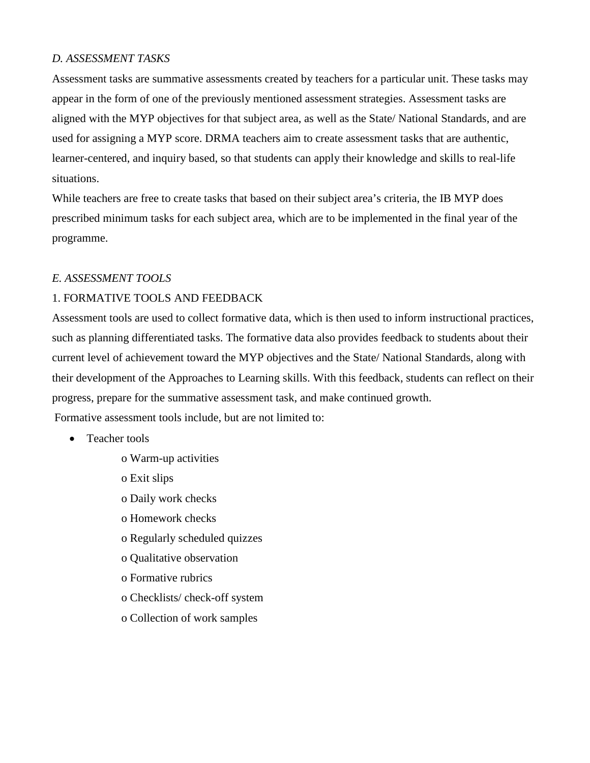*D. ASSESSMENT TASKS*

Assessment tasks are summative assessments created by teachers for a particular unit. These tasks may appear in the form of one of the previously mentioned assessment strategies. Assessment tasks are aligned with the MYP objectives for that subject area, as well as the State/ National Standards, and are used for assigning a MYP score. DRMA teachers aim to create assessment tasks that are authentic, learner-centered, and inquiry based, so that students can apply their knowledge and skills to real-life situations.

While teachers are free to create tasks that based on their subject area's criteria, the IB MYP does prescribed minimum tasks for each subject area, which are to be implemented in the final year of the programme.

*E. ASSESSMENT TOOLS*

1. FORMATIVE TOOLS AND FEEDBACK

Assessment tools are used to collect formative data, which is then used to inform instructional practices, such as planning differentiated tasks. The formative data also provides feedback to students about their current level of achievement toward the MYP objectives and the State/ National Standards, along with their development of the Approaches to Learning skills. With this feedback, students can reflect on their progress, prepare for the summative assessment task, and make continued growth.

Formative assessment tools include, but are not limited to:

- Teacher tools
  - Warm-up activities
  - Exit slips
  - Daily work checks
  - Homework checks
  - Regularly scheduled quizzes
  - Qualitative observation
  - Formative rubrics
  - Checklists/ check-off system
  - Collection of work samples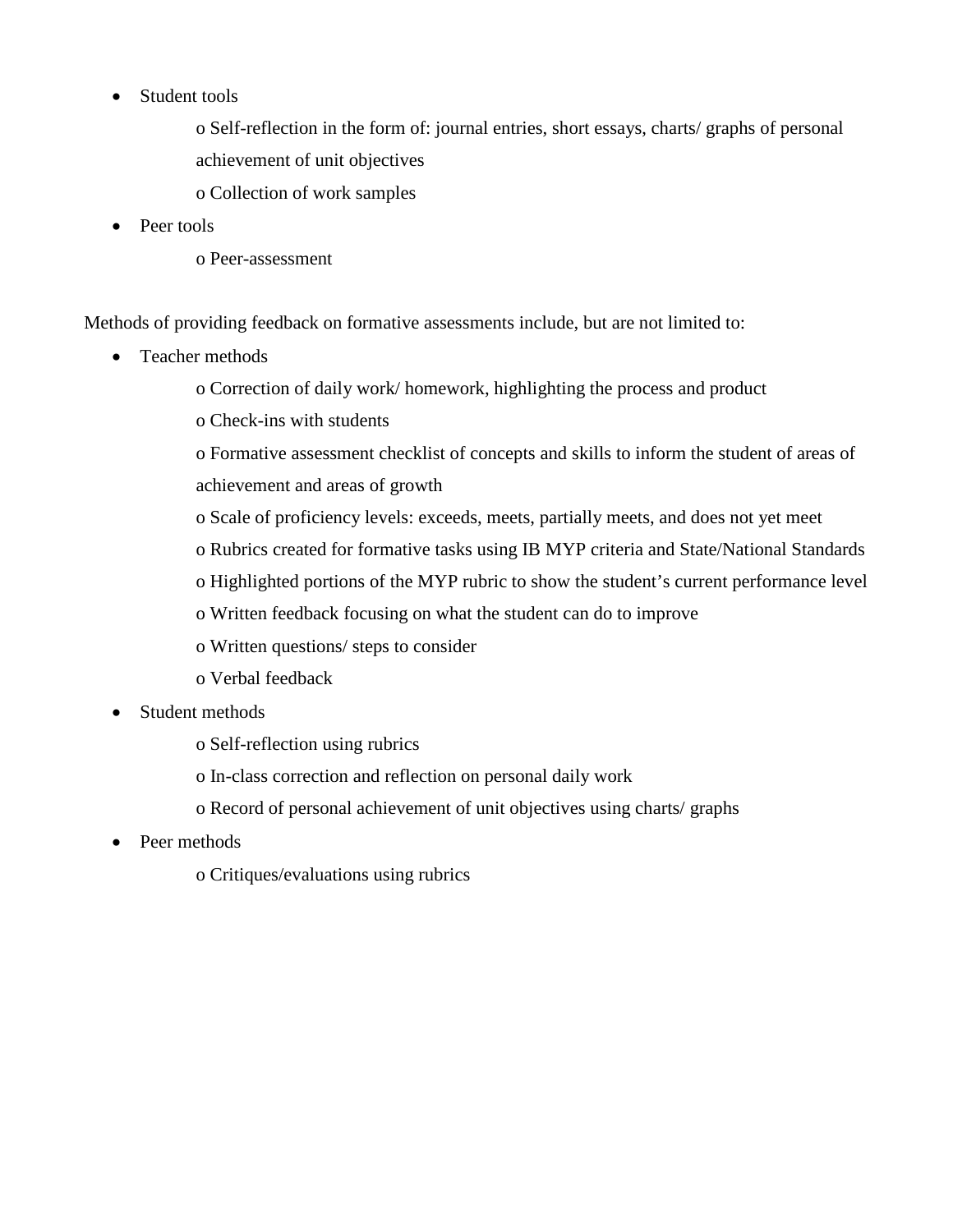- Student tools
    - o Self-reflection in the form of: journal entries, short essays, charts/ graphs of personal achievement of unit objectives
    - o Collection of work samples
- Peer tools
    - o Peer-assessment

Methods of providing feedback on formative assessments include, but are not limited to:

- Teacher methods
    - o Correction of daily work/ homework, highlighting the process and product
    - o Check-ins with students
    - o Formative assessment checklist of concepts and skills to inform the student of areas of achievement and areas of growth
    - o Scale of proficiency levels: exceeds, meets, partially meets, and does not yet meet
    - o Rubrics created for formative tasks using IB MYP criteria and State/National Standards
    - o Highlighted portions of the MYP rubric to show the student's current performance level
    - o Written feedback focusing on what the student can do to improve
    - o Written questions/ steps to consider
    - o Verbal feedback
- Student methods
    - o Self-reflection using rubrics
    - o In-class correction and reflection on personal daily work
    - o Record of personal achievement of unit objectives using charts/ graphs
- Peer methods
    - o Critiques/evaluations using rubrics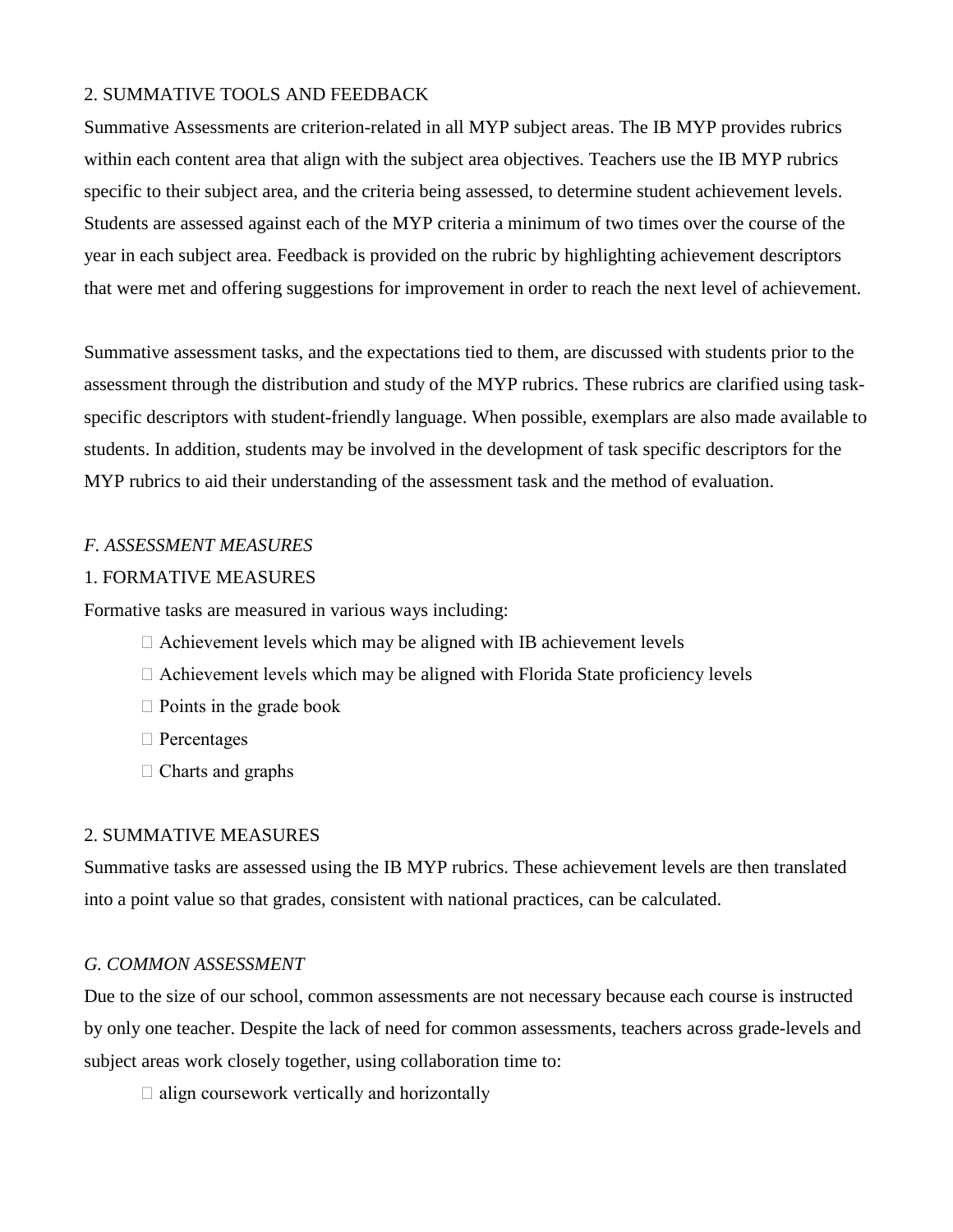2. SUMMATIVE TOOLS AND FEEDBACK

Summative Assessments are criterion-related in all MYP subject areas. The IB MYP provides rubrics within each content area that align with the subject area objectives. Teachers use the IB MYP rubrics specific to their subject area, and the criteria being assessed, to determine student achievement levels. Students are assessed against each of the MYP criteria a minimum of two times over the course of the year in each subject area. Feedback is provided on the rubric by highlighting achievement descriptors that were met and offering suggestions for improvement in order to reach the next level of achievement.

Summative assessment tasks, and the expectations tied to them, are discussed with students prior to the assessment through the distribution and study of the MYP rubrics. These rubrics are clarified using task-specific descriptors with student-friendly language. When possible, exemplars are also made available to students. In addition, students may be involved in the development of task specific descriptors for the MYP rubrics to aid their understanding of the assessment task and the method of evaluation.

*F. ASSESSMENT MEASURES*

1. FORMATIVE MEASURES

Formative tasks are measured in various ways including:

- Achievement levels which may be aligned with IB achievement levels
- Achievement levels which may be aligned with Florida State proficiency levels
- Points in the grade book
- Percentages
- Charts and graphs

2. SUMMATIVE MEASURES

Summative tasks are assessed using the IB MYP rubrics. These achievement levels are then translated into a point value so that grades, consistent with national practices, can be calculated.

*G. COMMON ASSESSMENT*

Due to the size of our school, common assessments are not necessary because each course is instructed by only one teacher. Despite the lack of need for common assessments, teachers across grade-levels and subject areas work closely together, using collaboration time to:

- align coursework vertically and horizontally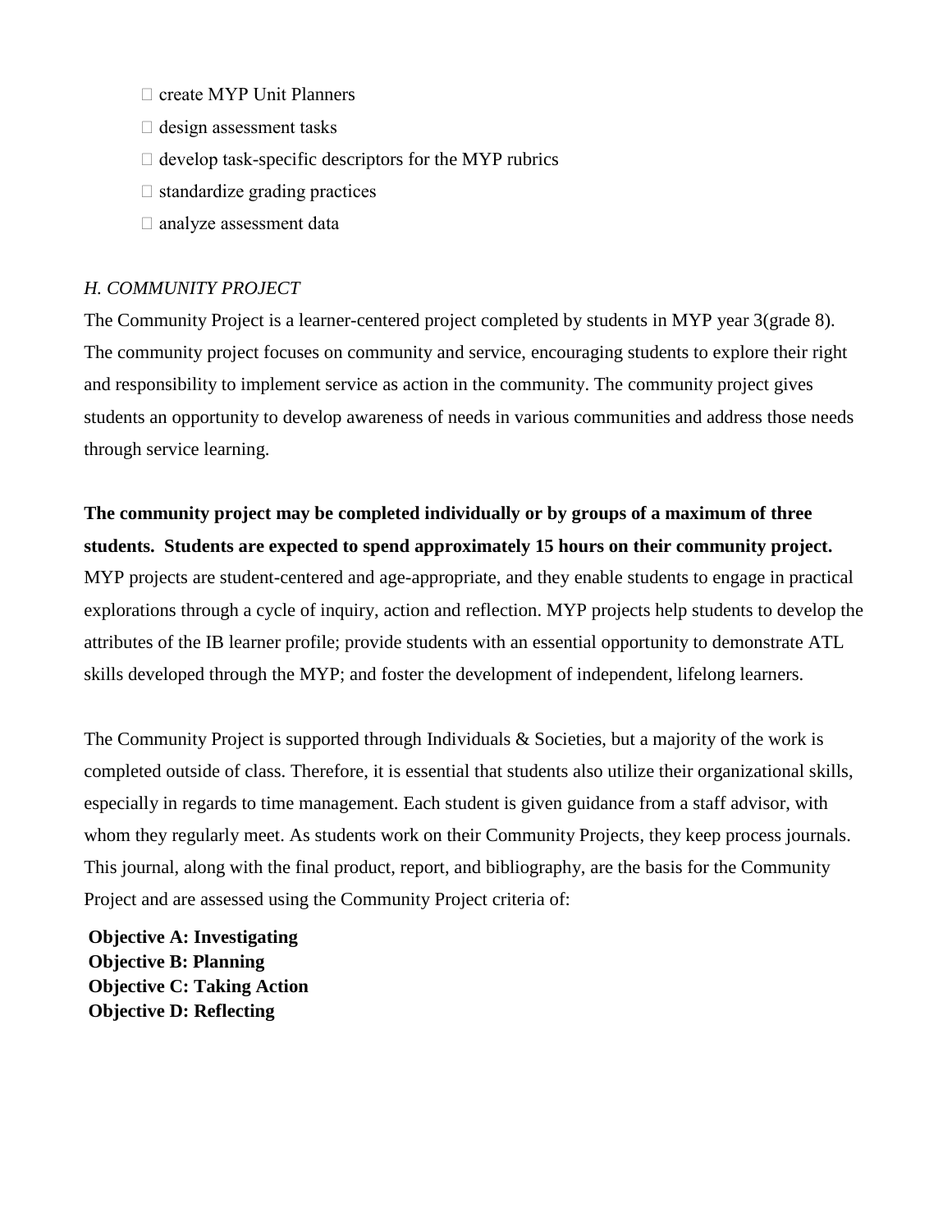- create MYP Unit Planners
- design assessment tasks
- develop task-specific descriptors for the MYP rubrics
- standardize grading practices
- analyze assessment data

*H. COMMUNITY PROJECT*

The Community Project is a learner-centered project completed by students in MYP year 3(grade 8). The community project focuses on community and service, encouraging students to explore their right and responsibility to implement service as action in the community. The community project gives students an opportunity to develop awareness of needs in various communities and address those needs through service learning.

**The community project may be completed individually or by groups of a maximum of three students. Students are expected to spend approximately 15 hours on their community project.** MYP projects are student-centered and age-appropriate, and they enable students to engage in practical explorations through a cycle of inquiry, action and reflection. MYP projects help students to develop the attributes of the IB learner profile; provide students with an essential opportunity to demonstrate ATL skills developed through the MYP; and foster the development of independent, lifelong learners.

The Community Project is supported through Individuals & Societies, but a majority of the work is completed outside of class. Therefore, it is essential that students also utilize their organizational skills, especially in regards to time management. Each student is given guidance from a staff advisor, with whom they regularly meet. As students work on their Community Projects, they keep process journals. This journal, along with the final product, report, and bibliography, are the basis for the Community Project and are assessed using the Community Project criteria of:

**Objective A: Investigating**
**Objective B: Planning**
**Objective C: Taking Action**
**Objective D: Reflecting**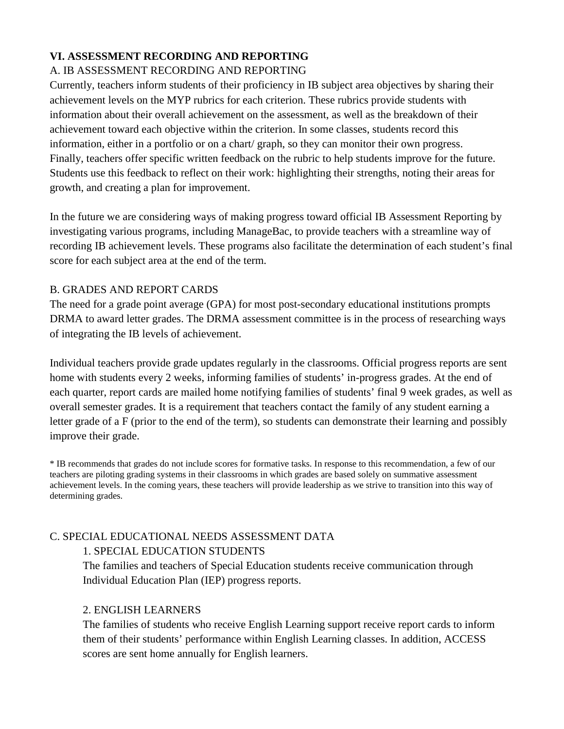## VI. ASSESSMENT RECORDING AND REPORTING

### A. IB ASSESSMENT RECORDING AND REPORTING

Currently, teachers inform students of their proficiency in IB subject area objectives by sharing their achievement levels on the MYP rubrics for each criterion. These rubrics provide students with information about their overall achievement on the assessment, as well as the breakdown of their achievement toward each objective within the criterion. In some classes, students record this information, either in a portfolio or on a chart/ graph, so they can monitor their own progress. Finally, teachers offer specific written feedback on the rubric to help students improve for the future. Students use this feedback to reflect on their work: highlighting their strengths, noting their areas for growth, and creating a plan for improvement.

In the future we are considering ways of making progress toward official IB Assessment Reporting by investigating various programs, including ManageBac, to provide teachers with a streamline way of recording IB achievement levels. These programs also facilitate the determination of each student's final score for each subject area at the end of the term.

### B. GRADES AND REPORT CARDS

The need for a grade point average (GPA) for most post-secondary educational institutions prompts DRMA to award letter grades. The DRMA assessment committee is in the process of researching ways of integrating the IB levels of achievement.

Individual teachers provide grade updates regularly in the classrooms. Official progress reports are sent home with students every 2 weeks, informing families of students' in-progress grades. At the end of each quarter, report cards are mailed home notifying families of students' final 9 week grades, as well as overall semester grades. It is a requirement that teachers contact the family of any student earning a letter grade of a F (prior to the end of the term), so students can demonstrate their learning and possibly improve their grade.

* IB recommends that grades do not include scores for formative tasks. In response to this recommendation, a few of our teachers are piloting grading systems in their classrooms in which grades are based solely on summative assessment achievement levels. In the coming years, these teachers will provide leadership as we strive to transition into this way of determining grades.

### C. SPECIAL EDUCATIONAL NEEDS ASSESSMENT DATA

#### 1. SPECIAL EDUCATION STUDENTS

The families and teachers of Special Education students receive communication through Individual Education Plan (IEP) progress reports.

#### 2. ENGLISH LEARNERS

The families of students who receive English Learning support receive report cards to inform them of their students' performance within English Learning classes. In addition, ACCESS scores are sent home annually for English learners.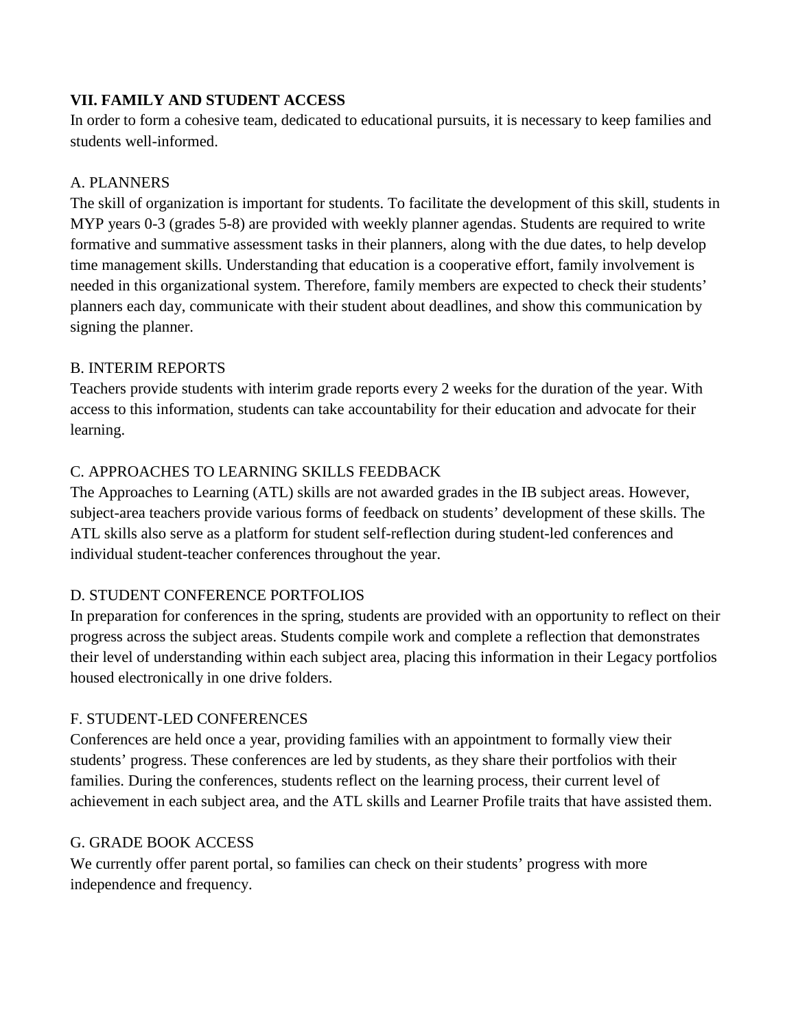## VII. FAMILY AND STUDENT ACCESS

In order to form a cohesive team, dedicated to educational pursuits, it is necessary to keep families and students well-informed.

### A. PLANNERS

The skill of organization is important for students. To facilitate the development of this skill, students in MYP years 0-3 (grades 5-8) are provided with weekly planner agendas. Students are required to write formative and summative assessment tasks in their planners, along with the due dates, to help develop time management skills. Understanding that education is a cooperative effort, family involvement is needed in this organizational system. Therefore, family members are expected to check their students' planners each day, communicate with their student about deadlines, and show this communication by signing the planner.

### B. INTERIM REPORTS

Teachers provide students with interim grade reports every 2 weeks for the duration of the year. With access to this information, students can take accountability for their education and advocate for their learning.

### C. APPROACHES TO LEARNING SKILLS FEEDBACK

The Approaches to Learning (ATL) skills are not awarded grades in the IB subject areas. However, subject-area teachers provide various forms of feedback on students' development of these skills. The ATL skills also serve as a platform for student self-reflection during student-led conferences and individual student-teacher conferences throughout the year.

### D. STUDENT CONFERENCE PORTFOLIOS

In preparation for conferences in the spring, students are provided with an opportunity to reflect on their progress across the subject areas. Students compile work and complete a reflection that demonstrates their level of understanding within each subject area, placing this information in their Legacy portfolios housed electronically in one drive folders.

### F. STUDENT-LED CONFERENCES

Conferences are held once a year, providing families with an appointment to formally view their students' progress. These conferences are led by students, as they share their portfolios with their families. During the conferences, students reflect on the learning process, their current level of achievement in each subject area, and the ATL skills and Learner Profile traits that have assisted them.

### G. GRADE BOOK ACCESS

We currently offer parent portal, so families can check on their students' progress with more independence and frequency.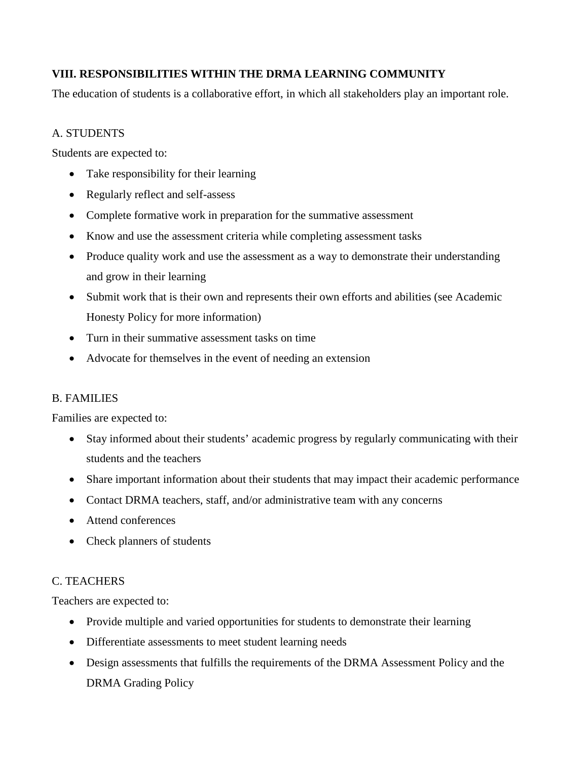## VIII. RESPONSIBILITIES WITHIN THE DRMA LEARNING COMMUNITY

The education of students is a collaborative effort, in which all stakeholders play an important role.

### A. STUDENTS

Students are expected to:

- Take responsibility for their learning
- Regularly reflect and self-assess
- Complete formative work in preparation for the summative assessment
- Know and use the assessment criteria while completing assessment tasks
- Produce quality work and use the assessment as a way to demonstrate their understanding and grow in their learning
- Submit work that is their own and represents their own efforts and abilities (see Academic Honesty Policy for more information)
- Turn in their summative assessment tasks on time
- Advocate for themselves in the event of needing an extension

### B. FAMILIES

Families are expected to:

- Stay informed about their students' academic progress by regularly communicating with their students and the teachers
- Share important information about their students that may impact their academic performance
- Contact DRMA teachers, staff, and/or administrative team with any concerns
- Attend conferences
- Check planners of students

### C. TEACHERS

Teachers are expected to:

- Provide multiple and varied opportunities for students to demonstrate their learning
- Differentiate assessments to meet student learning needs
- Design assessments that fulfills the requirements of the DRMA Assessment Policy and the DRMA Grading Policy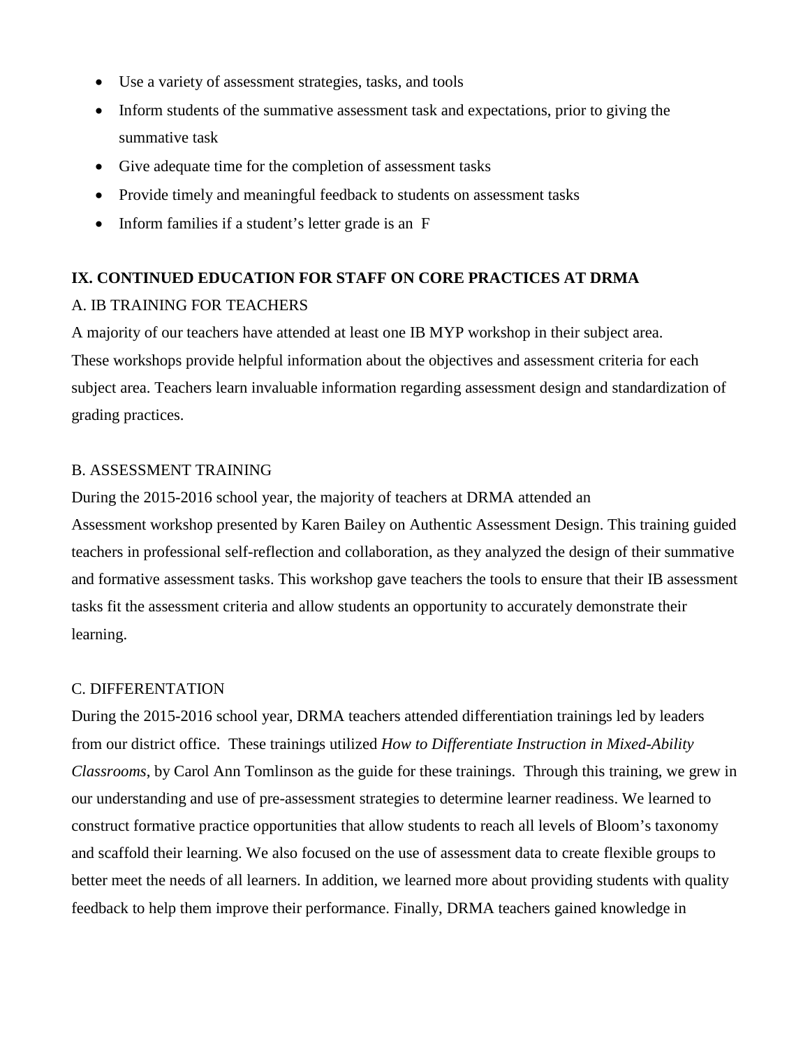- Use a variety of assessment strategies, tasks, and tools
- Inform students of the summative assessment task and expectations, prior to giving the summative task
- Give adequate time for the completion of assessment tasks
- Provide timely and meaningful feedback to students on assessment tasks
- Inform families if a student's letter grade is an F

## IX. CONTINUED EDUCATION FOR STAFF ON CORE PRACTICES AT DRMA

### A. IB TRAINING FOR TEACHERS

A majority of our teachers have attended at least one IB MYP workshop in their subject area. These workshops provide helpful information about the objectives and assessment criteria for each subject area. Teachers learn invaluable information regarding assessment design and standardization of grading practices.

### B. ASSESSMENT TRAINING

During the 2015-2016 school year, the majority of teachers at DRMA attended an Assessment workshop presented by Karen Bailey on Authentic Assessment Design. This training guided teachers in professional self-reflection and collaboration, as they analyzed the design of their summative and formative assessment tasks. This workshop gave teachers the tools to ensure that their IB assessment tasks fit the assessment criteria and allow students an opportunity to accurately demonstrate their learning.

### C. DIFFERENTATION

During the 2015-2016 school year, DRMA teachers attended differentiation trainings led by leaders from our district office. These trainings utilized *How to Differentiate Instruction in Mixed-Ability Classrooms*, by Carol Ann Tomlinson as the guide for these trainings. Through this training, we grew in our understanding and use of pre-assessment strategies to determine learner readiness. We learned to construct formative practice opportunities that allow students to reach all levels of Bloom's taxonomy and scaffold their learning. We also focused on the use of assessment data to create flexible groups to better meet the needs of all learners. In addition, we learned more about providing students with quality feedback to help them improve their performance. Finally, DRMA teachers gained knowledge in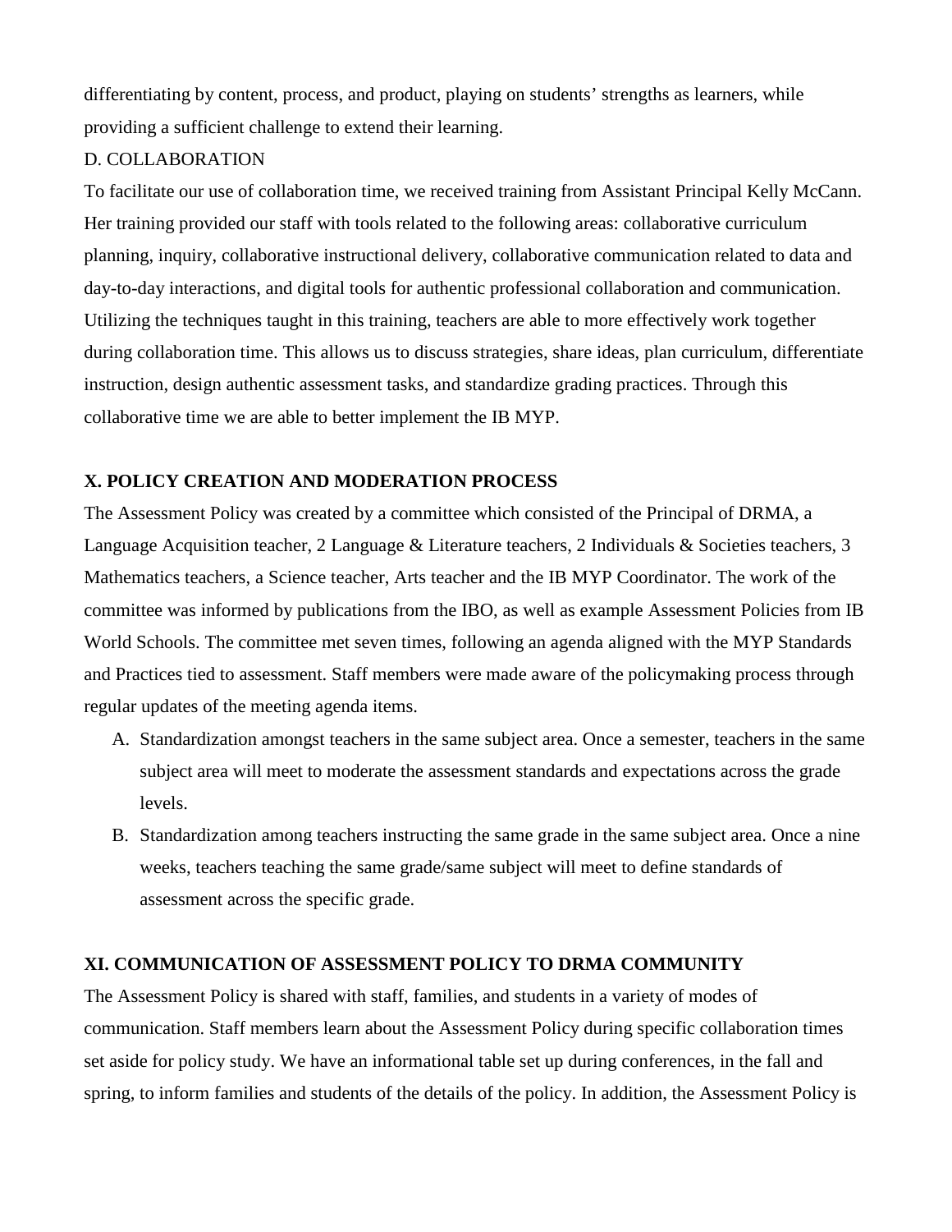differentiating by content, process, and product, playing on students' strengths as learners, while providing a sufficient challenge to extend their learning.

D. COLLABORATION

To facilitate our use of collaboration time, we received training from Assistant Principal Kelly McCann. Her training provided our staff with tools related to the following areas: collaborative curriculum planning, inquiry, collaborative instructional delivery, collaborative communication related to data and day-to-day interactions, and digital tools for authentic professional collaboration and communication. Utilizing the techniques taught in this training, teachers are able to more effectively work together during collaboration time. This allows us to discuss strategies, share ideas, plan curriculum, differentiate instruction, design authentic assessment tasks, and standardize grading practices. Through this collaborative time we are able to better implement the IB MYP.

## X. POLICY CREATION AND MODERATION PROCESS

The Assessment Policy was created by a committee which consisted of the Principal of DRMA, a Language Acquisition teacher, 2 Language & Literature teachers, 2 Individuals & Societies teachers, 3 Mathematics teachers, a Science teacher, Arts teacher and the IB MYP Coordinator. The work of the committee was informed by publications from the IBO, as well as example Assessment Policies from IB World Schools. The committee met seven times, following an agenda aligned with the MYP Standards and Practices tied to assessment. Staff members were made aware of the policymaking process through regular updates of the meeting agenda items.

A. Standardization amongst teachers in the same subject area. Once a semester, teachers in the same subject area will meet to moderate the assessment standards and expectations across the grade levels.
B. Standardization among teachers instructing the same grade in the same subject area. Once a nine weeks, teachers teaching the same grade/same subject will meet to define standards of assessment across the specific grade.

## XI. COMMUNICATION OF ASSESSMENT POLICY TO DRMA COMMUNITY

The Assessment Policy is shared with staff, families, and students in a variety of modes of communication. Staff members learn about the Assessment Policy during specific collaboration times set aside for policy study. We have an informational table set up during conferences, in the fall and spring, to inform families and students of the details of the policy. In addition, the Assessment Policy is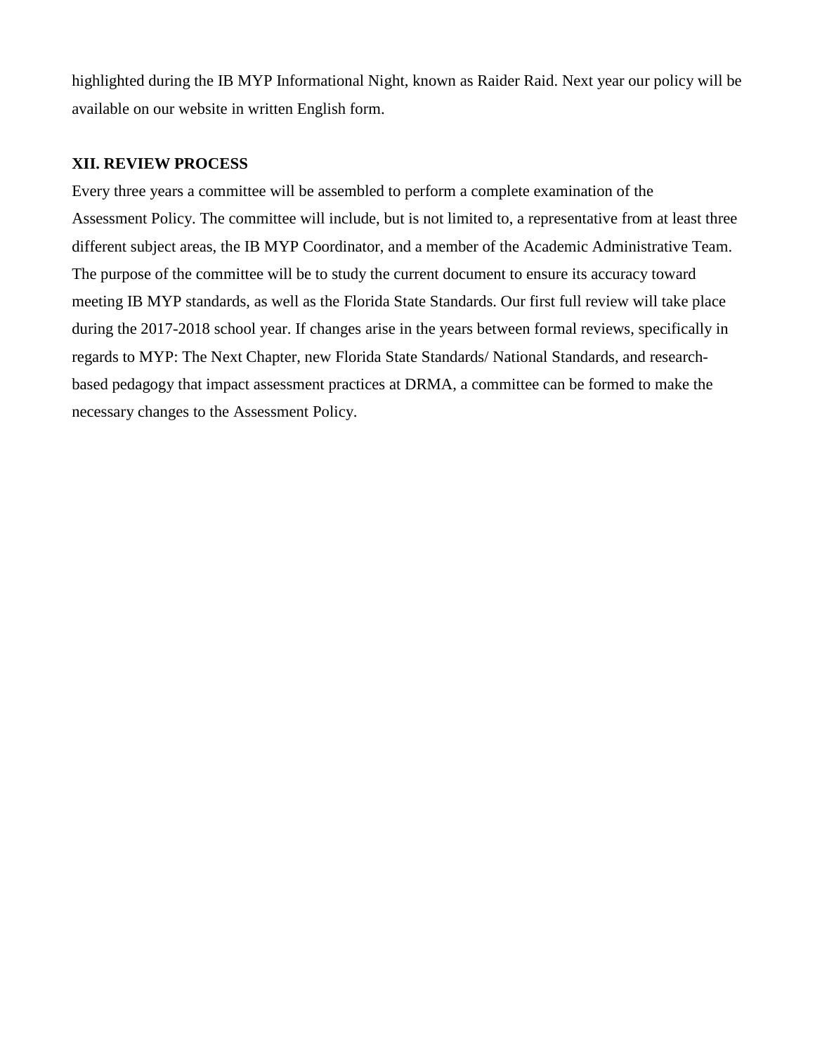highlighted during the IB MYP Informational Night, known as Raider Raid. Next year our policy will be available on our website in written English form.

**XII. REVIEW PROCESS**

Every three years a committee will be assembled to perform a complete examination of the Assessment Policy. The committee will include, but is not limited to, a representative from at least three different subject areas, the IB MYP Coordinator, and a member of the Academic Administrative Team. The purpose of the committee will be to study the current document to ensure its accuracy toward meeting IB MYP standards, as well as the Florida State Standards. Our first full review will take place during the 2017-2018 school year. If changes arise in the years between formal reviews, specifically in regards to MYP: The Next Chapter, new Florida State Standards/ National Standards, and research-based pedagogy that impact assessment practices at DRMA, a committee can be formed to make the necessary changes to the Assessment Policy.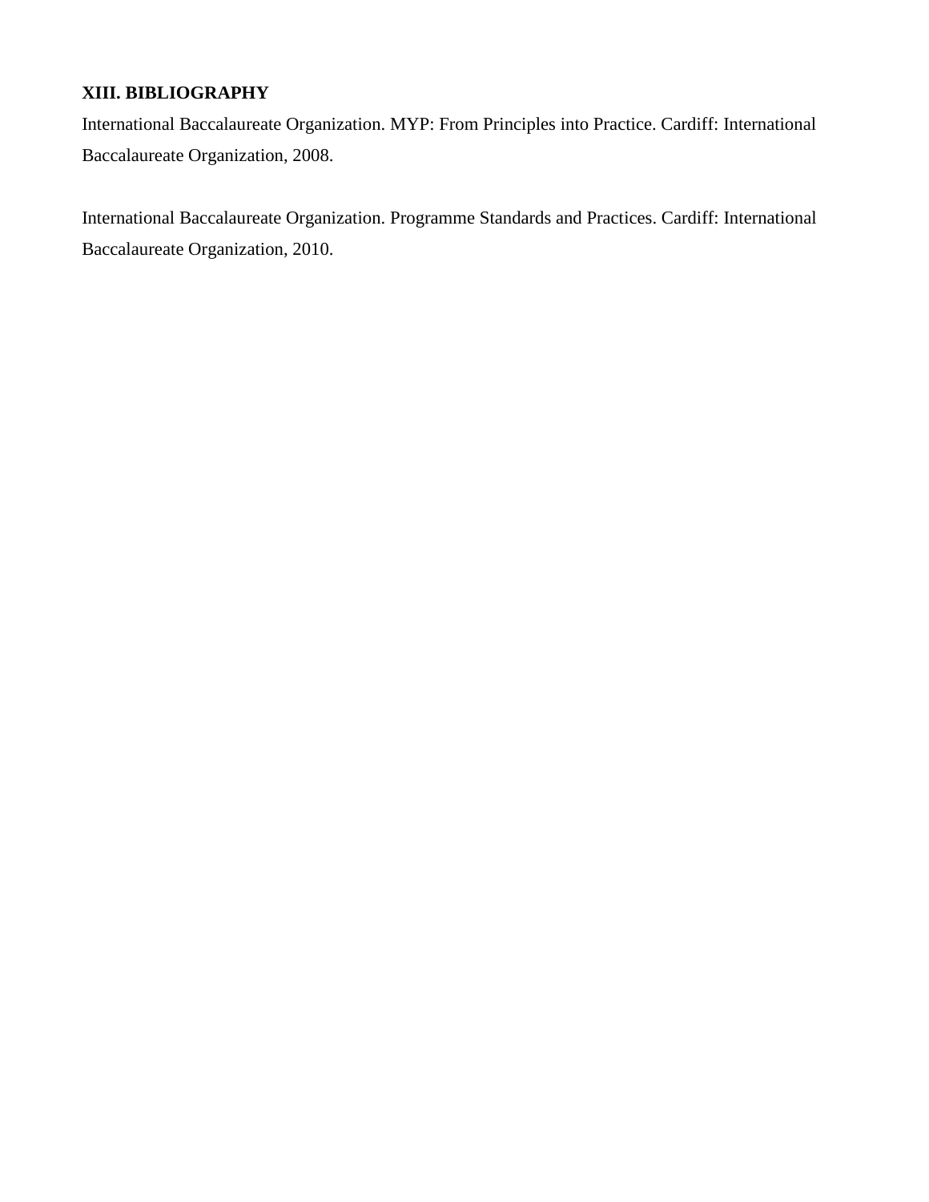## XIII. BIBLIOGRAPHY

International Baccalaureate Organization. MYP: From Principles into Practice. Cardiff: International Baccalaureate Organization, 2008.

International Baccalaureate Organization. Programme Standards and Practices. Cardiff: International Baccalaureate Organization, 2010.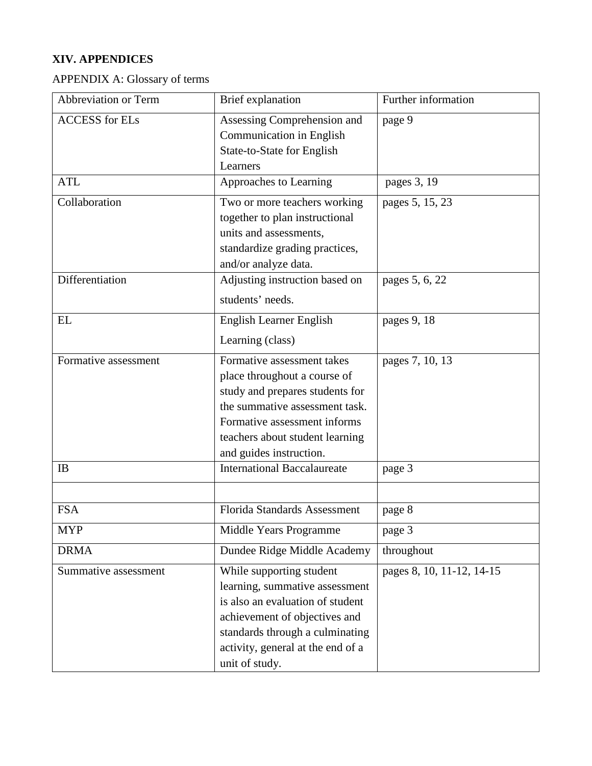## XIV. APPENDICES

APPENDIX A: Glossary of terms

| Abbreviation or Term | Brief explanation | Further information |
|---|---|---|
| ACCESS for ELs | Assessing Comprehension and Communication in English State-to-State for English Learners | page 9 |
| ATL | Approaches to Learning | pages 3, 19 |
| Collaboration | Two or more teachers working together to plan instructional units and assessments, standardize grading practices, and/or analyze data. | pages 5, 15, 23 |
| Differentiation | Adjusting instruction based on students' needs. | pages 5, 6, 22 |
| EL | English Learner English Learning (class) | pages 9, 18 |
| Formative assessment | Formative assessment takes place throughout a course of study and prepares students for the summative assessment task. Formative assessment informs teachers about student learning and guides instruction. | pages 7, 10, 13 |
| IB | International Baccalaureate | page 3 |
| | | |
| FSA | Florida Standards Assessment | page 8 |
| MYP | Middle Years Programme | page 3 |
| DRMA | Dundee Ridge Middle Academy | throughout |
| Summative assessment | While supporting student learning, summative assessment is also an evaluation of student achievement of objectives and standards through a culminating activity, general at the end of a unit of study. | pages 8, 10, 11-12, 14-15 |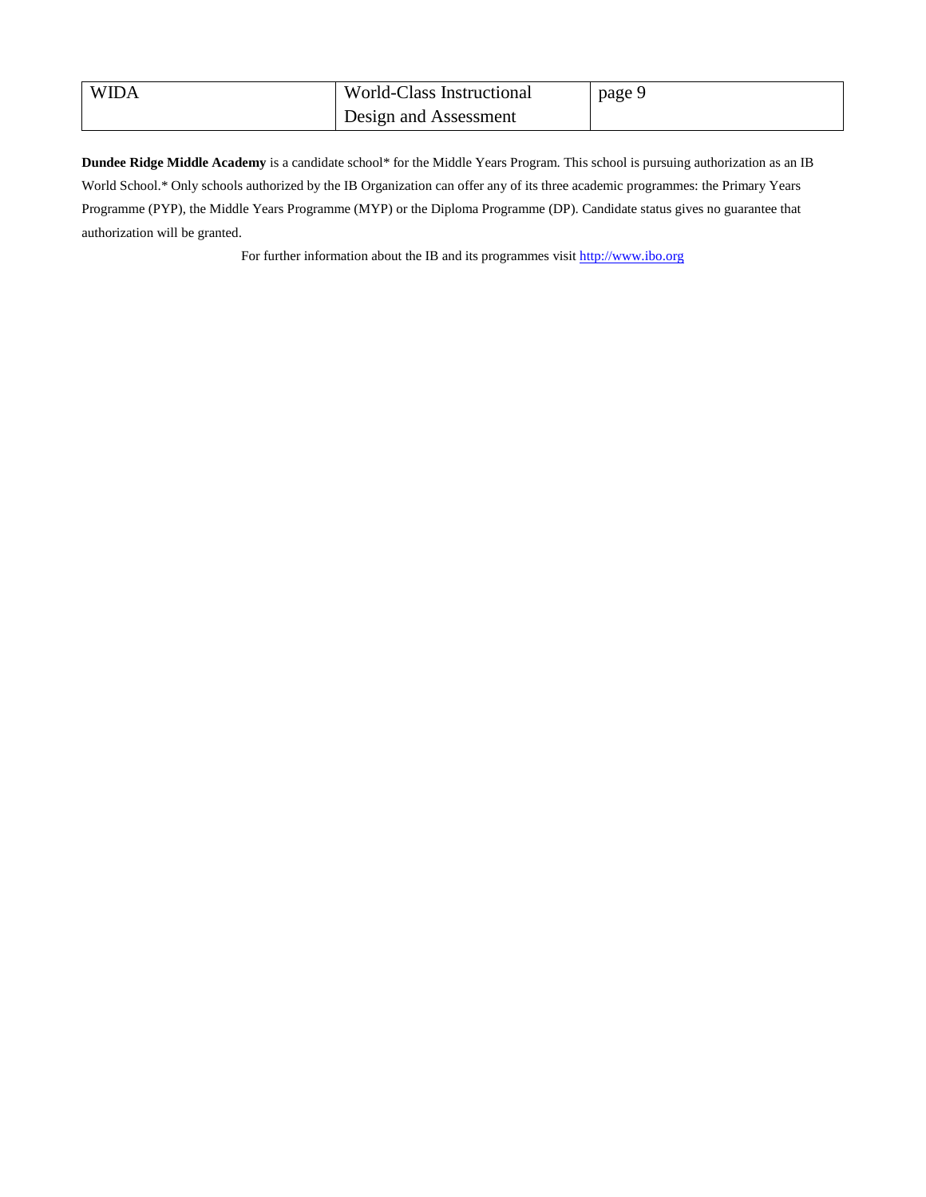| | | |
|---|---|---|
| WIDA | World-Class Instructional Design and Assessment | page 9 |

**Dundee Ridge Middle Academy** is a candidate school* for the Middle Years Program. This school is pursuing authorization as an IB World School.* Only schools authorized by the IB Organization can offer any of its three academic programmes: the Primary Years Programme (PYP), the Middle Years Programme (MYP) or the Diploma Programme (DP). Candidate status gives no guarantee that authorization will be granted.

For further information about the IB and its programmes visit [http://www.ibo.org](http://www.ibo.org)